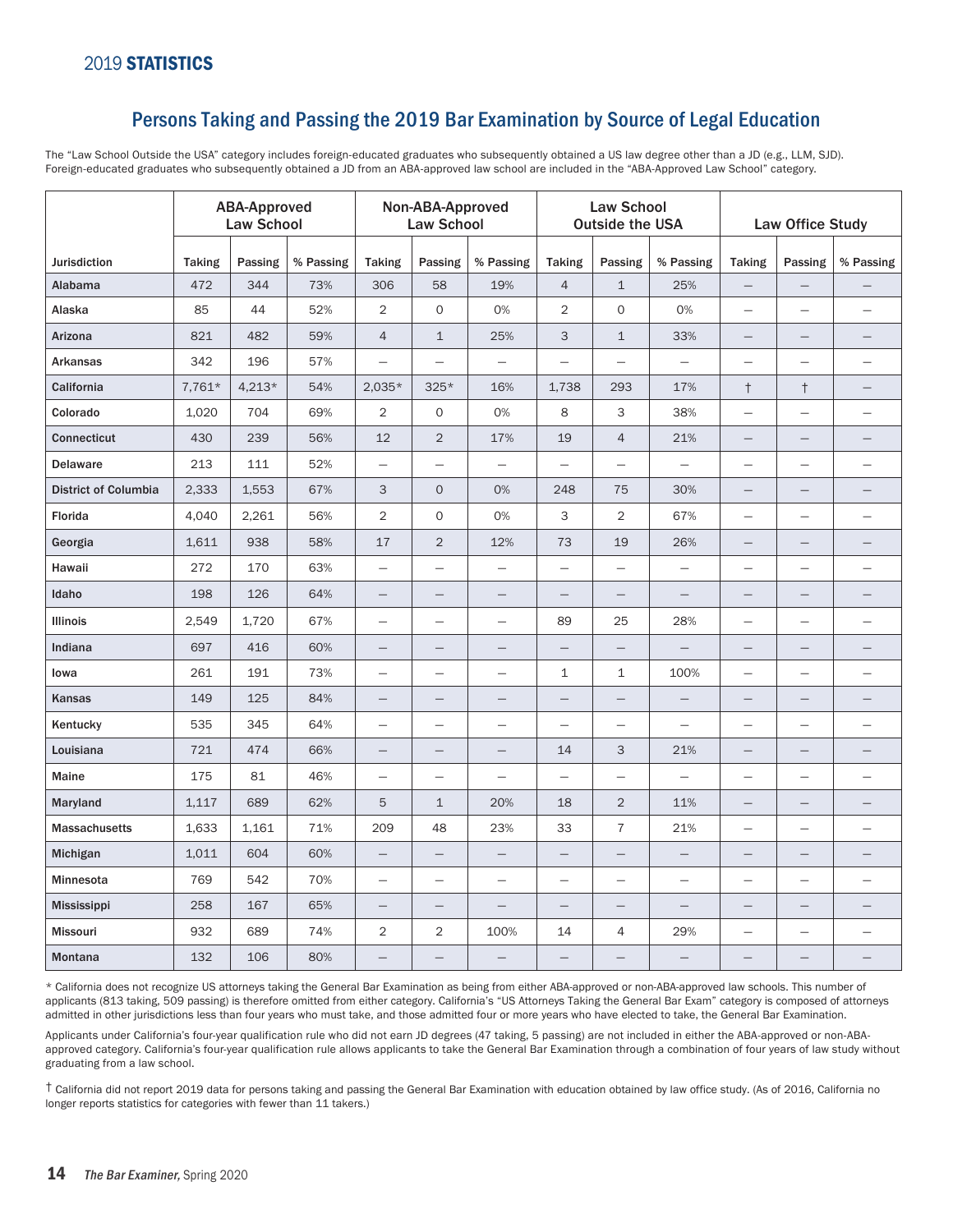# 2019 STATISTICS

## Persons Taking and Passing the 2019 Bar Examination by Source of Legal Education

The "Law School Outside the USA" category includes foreign-educated graduates who subsequently obtained a US law degree other than a JD (e.g., LLM, SJD). Foreign-educated graduates who subsequently obtained a JD from an ABA-approved law school are included in the "ABA-Approved Law School" category.

| | ABA-Approved Law School | | | Non-ABA-Approved Law School | | | Law School Outside the USA | | | Law Office Study | | |
|---|---|---|---|---|---|---|---|---|---|---|---|---|
| Jurisdiction | Taking | Passing | % Passing | Taking | Passing | % Passing | Taking | Passing | % Passing | Taking | Passing | % Passing |
| Alabama | 472 | 344 | 73% | 306 | 58 | 19% | 4 | 1 | 25% | — | — | — |
| Alaska | 85 | 44 | 52% | 2 | 0 | 0% | 2 | 0 | 0% | — | — | — |
| Arizona | 821 | 482 | 59% | 4 | 1 | 25% | 3 | 1 | 33% | — | — | — |
| Arkansas | 342 | 196 | 57% | — | — | — | — | — | — | — | — | — |
| California | 7,761* | 4,213* | 54% | 2,035* | 325* | 16% | 1,738 | 293 | 17% | † | † | — |
| Colorado | 1,020 | 704 | 69% | 2 | 0 | 0% | 8 | 3 | 38% | — | — | — |
| Connecticut | 430 | 239 | 56% | 12 | 2 | 17% | 19 | 4 | 21% | — | — | — |
| Delaware | 213 | 111 | 52% | — | — | — | — | — | — | — | — | — |
| District of Columbia | 2,333 | 1,553 | 67% | 3 | 0 | 0% | 248 | 75 | 30% | — | — | — |
| Florida | 4,040 | 2,261 | 56% | 2 | 0 | 0% | 3 | 2 | 67% | — | — | — |
| Georgia | 1,611 | 938 | 58% | 17 | 2 | 12% | 73 | 19 | 26% | — | — | — |
| Hawaii | 272 | 170 | 63% | — | — | — | — | — | — | — | — | — |
| Idaho | 198 | 126 | 64% | — | — | — | — | — | — | — | — | — |
| Illinois | 2,549 | 1,720 | 67% | — | — | — | 89 | 25 | 28% | — | — | — |
| Indiana | 697 | 416 | 60% | — | — | — | — | — | — | — | — | — |
| Iowa | 261 | 191 | 73% | — | — | — | 1 | 1 | 100% | — | — | — |
| Kansas | 149 | 125 | 84% | — | — | — | — | — | — | — | — | — |
| Kentucky | 535 | 345 | 64% | — | — | — | — | — | — | — | — | — |
| Louisiana | 721 | 474 | 66% | — | — | — | 14 | 3 | 21% | — | — | — |
| Maine | 175 | 81 | 46% | — | — | — | — | — | — | — | — | — |
| Maryland | 1,117 | 689 | 62% | 5 | 1 | 20% | 18 | 2 | 11% | — | — | — |
| Massachusetts | 1,633 | 1,161 | 71% | 209 | 48 | 23% | 33 | 7 | 21% | — | — | — |
| Michigan | 1,011 | 604 | 60% | — | — | — | — | — | — | — | — | — |
| Minnesota | 769 | 542 | 70% | — | — | — | — | — | — | — | — | — |
| Mississippi | 258 | 167 | 65% | — | — | — | — | — | — | — | — | — |
| Missouri | 932 | 689 | 74% | 2 | 2 | 100% | 14 | 4 | 29% | — | — | — |
| Montana | 132 | 106 | 80% | — | — | — | — | — | — | — | — | — |

* California does not recognize US attorneys taking the General Bar Examination as being from either ABA-approved or non-ABA-approved law schools. This number of applicants (813 taking, 509 passing) is therefore omitted from either category. California's "US Attorneys Taking the General Bar Exam" category is composed of attorneys admitted in other jurisdictions less than four years who must take, and those admitted four or more years who have elected to take, the General Bar Examination.

Applicants under California's four-year qualification rule who did not earn JD degrees (47 taking, 5 passing) are not included in either the ABA-approved or non-ABA-approved category. California's four-year qualification rule allows applicants to take the General Bar Examination through a combination of four years of law study without graduating from a law school.

† California did not report 2019 data for persons taking and passing the General Bar Examination with education obtained by law office study. (As of 2016, California no longer reports statistics for categories with fewer than 11 takers.)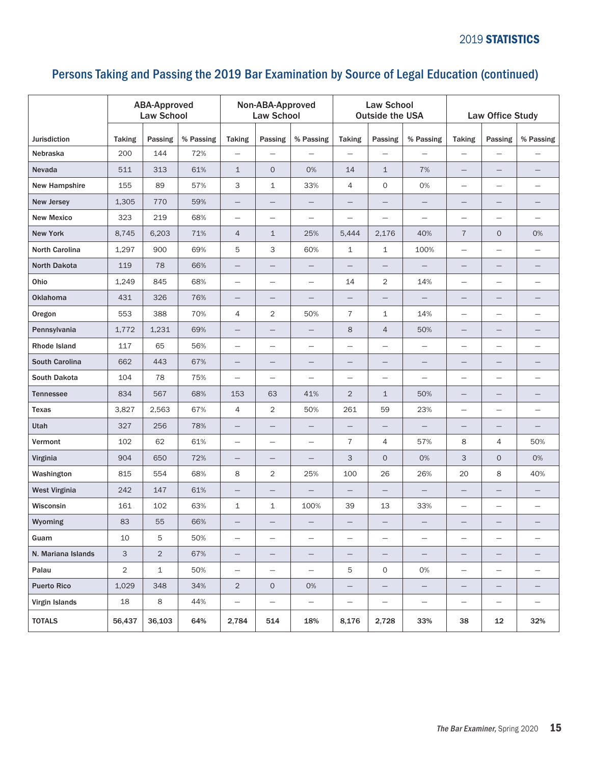## Persons Taking and Passing the 2019 Bar Examination by Source of Legal Education (continued)

| | ABA-Approved Law School | | | Non-ABA-Approved Law School | | | Law School Outside the USA | | | Law Office Study | | |
|---|---|---|---|---|---|---|---|---|---|---|---|---|
| Jurisdiction | Taking | Passing | % Passing | Taking | Passing | % Passing | Taking | Passing | % Passing | Taking | Passing | % Passing |
| Nebraska | 200 | 144 | 72% | — | — | — | — | — | — | — | — | — |
| Nevada | 511 | 313 | 61% | 1 | 0 | 0% | 14 | 1 | 7% | — | — | — |
| New Hampshire | 155 | 89 | 57% | 3 | 1 | 33% | 4 | 0 | 0% | — | — | — |
| New Jersey | 1,305 | 770 | 59% | — | — | — | — | — | — | — | — | — |
| New Mexico | 323 | 219 | 68% | — | — | — | — | — | — | — | — | — |
| New York | 8,745 | 6,203 | 71% | 4 | 1 | 25% | 5,444 | 2,176 | 40% | 7 | 0 | 0% |
| North Carolina | 1,297 | 900 | 69% | 5 | 3 | 60% | 1 | 1 | 100% | — | — | — |
| North Dakota | 119 | 78 | 66% | — | — | — | — | — | — | — | — | — |
| Ohio | 1,249 | 845 | 68% | — | — | — | 14 | 2 | 14% | — | — | — |
| Oklahoma | 431 | 326 | 76% | — | — | — | — | — | — | — | — | — |
| Oregon | 553 | 388 | 70% | 4 | 2 | 50% | 7 | 1 | 14% | — | — | — |
| Pennsylvania | 1,772 | 1,231 | 69% | — | — | — | 8 | 4 | 50% | — | — | — |
| Rhode Island | 117 | 65 | 56% | — | — | — | — | — | — | — | — | — |
| South Carolina | 662 | 443 | 67% | — | — | — | — | — | — | — | — | — |
| South Dakota | 104 | 78 | 75% | — | — | — | — | — | — | — | — | — |
| Tennessee | 834 | 567 | 68% | 153 | 63 | 41% | 2 | 1 | 50% | — | — | — |
| Texas | 3,827 | 2,563 | 67% | 4 | 2 | 50% | 261 | 59 | 23% | — | — | — |
| Utah | 327 | 256 | 78% | — | — | — | — | — | — | — | — | — |
| Vermont | 102 | 62 | 61% | — | — | — | 7 | 4 | 57% | 8 | 4 | 50% |
| Virginia | 904 | 650 | 72% | — | — | — | 3 | 0 | 0% | 3 | 0 | 0% |
| Washington | 815 | 554 | 68% | 8 | 2 | 25% | 100 | 26 | 26% | 20 | 8 | 40% |
| West Virginia | 242 | 147 | 61% | — | — | — | — | — | — | — | — | — |
| Wisconsin | 161 | 102 | 63% | 1 | 1 | 100% | 39 | 13 | 33% | — | — | — |
| Wyoming | 83 | 55 | 66% | — | — | — | — | — | — | — | — | — |
| Guam | 10 | 5 | 50% | — | — | — | — | — | — | — | — | — |
| N. Mariana Islands | 3 | 2 | 67% | — | — | — | — | — | — | — | — | — |
| Palau | 2 | 1 | 50% | — | — | — | 5 | 0 | 0% | — | — | — |
| Puerto Rico | 1,029 | 348 | 34% | 2 | 0 | 0% | — | — | — | — | — | — |
| Virgin Islands | 18 | 8 | 44% | — | — | — | — | — | — | — | — | — |
| **TOTALS** | **56,437** | **36,103** | **64%** | **2,784** | **514** | **18%** | **8,176** | **2,728** | **33%** | **38** | **12** | **32%** |